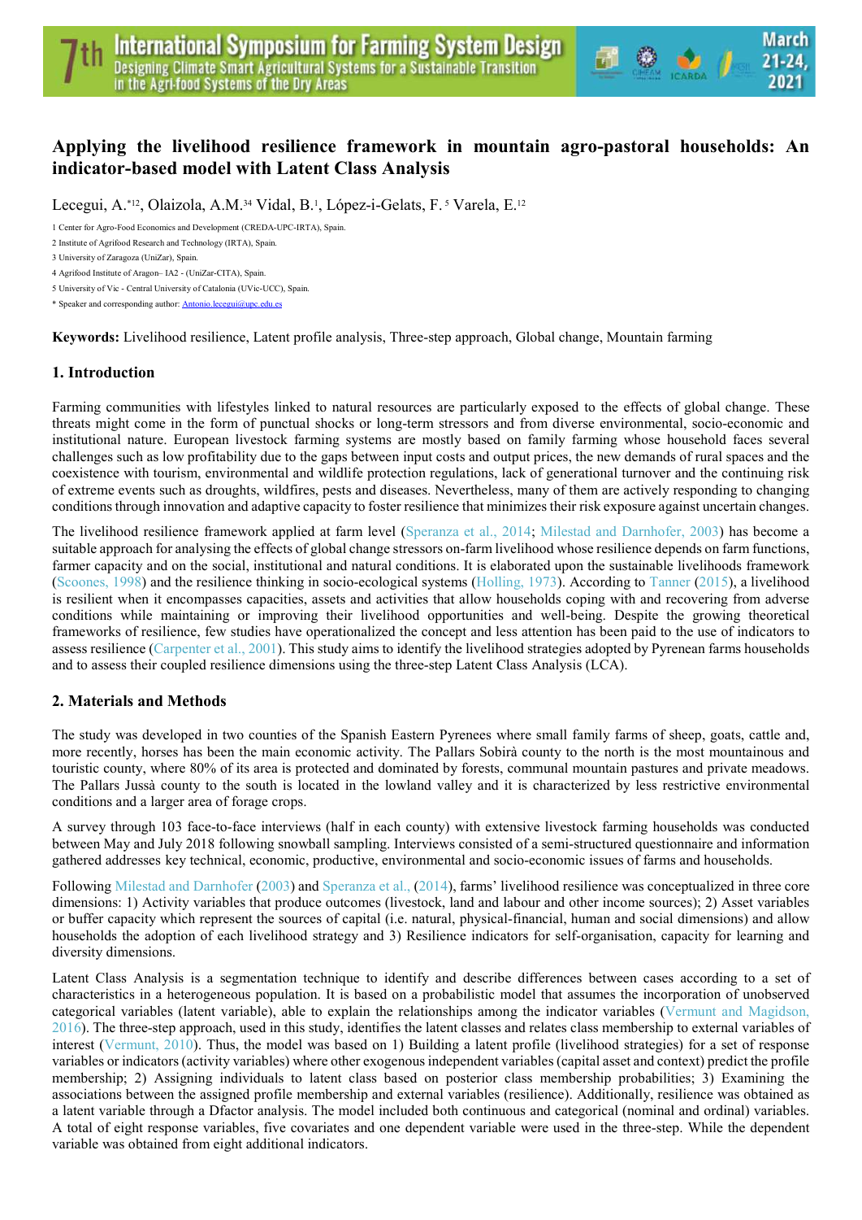# Applying the livelihood resilience framework in mountain agro-pastoral households: An indicator-based model with Latent Class Analysis

Lecegui, A.*[1,2], Olaizola, A.M.[3,4] Vidal, B.[1], López-i-Gelats, F.[5] Varela, E.[1,2]

1 Center for Agro-Food Economics and Development (CREDA-UPC-IRTA), Spain.

2 Institute of Agrifood Research and Technology (IRTA), Spain.

3 University of Zaragoza (UniZar), Spain.

4 Agrifood Institute of Aragon– IA2 - (UniZar-CITA), Spain.

5 University of Vic - Central University of Catalonia (UVic-UCC), Spain.

* Speaker and corresponding author: Antonio.lecegui@upc.edu.es

**Keywords:** Livelihood resilience, Latent profile analysis, Three-step approach, Global change, Mountain farming

## 1. Introduction

Farming communities with lifestyles linked to natural resources are particularly exposed to the effects of global change. These threats might come in the form of punctual shocks or long-term stressors and from diverse environmental, socio-economic and institutional nature. European livestock farming systems are mostly based on family farming whose household faces several challenges such as low profitability due to the gaps between input costs and output prices, the new demands of rural spaces and the coexistence with tourism, environmental and wildlife protection regulations, lack of generational turnover and the continuing risk of extreme events such as droughts, wildfires, pests and diseases. Nevertheless, many of them are actively responding to changing conditions through innovation and adaptive capacity to foster resilience that minimizes their risk exposure against uncertain changes.

The livelihood resilience framework applied at farm level (Speranza et al., 2014; Milestad and Darnhofer, 2003) has become a suitable approach for analysing the effects of global change stressors on-farm livelihood whose resilience depends on farm functions, farmer capacity and on the social, institutional and natural conditions. It is elaborated upon the sustainable livelihoods framework (Scoones, 1998) and the resilience thinking in socio-ecological systems (Holling, 1973). According to Tanner (2015), a livelihood is resilient when it encompasses capacities, assets and activities that allow households coping with and recovering from adverse conditions while maintaining or improving their livelihood opportunities and well-being. Despite the growing theoretical frameworks of resilience, few studies have operationalized the concept and less attention has been paid to the use of indicators to assess resilience (Carpenter et al., 2001). This study aims to identify the livelihood strategies adopted by Pyrenean farms households and to assess their coupled resilience dimensions using the three-step Latent Class Analysis (LCA).

## 2. Materials and Methods

The study was developed in two counties of the Spanish Eastern Pyrenees where small family farms of sheep, goats, cattle and, more recently, horses has been the main economic activity. The Pallars Sobirà county to the north is the most mountainous and touristic county, where 80% of its area is protected and dominated by forests, communal mountain pastures and private meadows. The Pallars Jussà county to the south is located in the lowland valley and it is characterized by less restrictive environmental conditions and a larger area of forage crops.

A survey through 103 face-to-face interviews (half in each county) with extensive livestock farming households was conducted between May and July 2018 following snowball sampling. Interviews consisted of a semi-structured questionnaire and information gathered addresses key technical, economic, productive, environmental and socio-economic issues of farms and households.

Following Milestad and Darnhofer (2003) and Speranza et al., (2014), farms' livelihood resilience was conceptualized in three core dimensions: 1) Activity variables that produce outcomes (livestock, land and labour and other income sources); 2) Asset variables or buffer capacity which represent the sources of capital (i.e. natural, physical-financial, human and social dimensions) and allow households the adoption of each livelihood strategy and 3) Resilience indicators for self-organisation, capacity for learning and diversity dimensions.

Latent Class Analysis is a segmentation technique to identify and describe differences between cases according to a set of characteristics in a heterogeneous population. It is based on a probabilistic model that assumes the incorporation of unobserved categorical variables (latent variable), able to explain the relationships among the indicator variables (Vermunt and Magidson, 2016). The three-step approach, used in this study, identifies the latent classes and relates class membership to external variables of interest (Vermunt, 2010). Thus, the model was based on 1) Building a latent profile (livelihood strategies) for a set of response variables or indicators (activity variables) where other exogenous independent variables (capital asset and context) predict the profile membership; 2) Assigning individuals to latent class based on posterior class membership probabilities; 3) Examining the associations between the assigned profile membership and external variables (resilience). Additionally, resilience was obtained as a latent variable through a Dfactor analysis. The model included both continuous and categorical (nominal and ordinal) variables. A total of eight response variables, five covariates and one dependent variable were used in the three-step. While the dependent variable was obtained from eight additional indicators.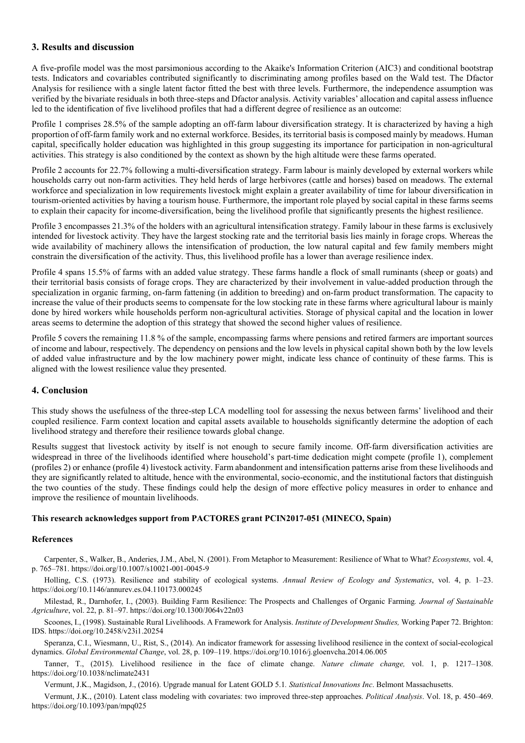## 3. Results and discussion

A five-profile model was the most parsimonious according to the Akaike's Information Criterion (AIC3) and conditional bootstrap tests. Indicators and covariables contributed significantly to discriminating among profiles based on the Wald test. The Dfactor Analysis for resilience with a single latent factor fitted the best with three levels. Furthermore, the independence assumption was verified by the bivariate residuals in both three-steps and Dfactor analysis. Activity variables' allocation and capital assess influence led to the identification of five livelihood profiles that had a different degree of resilience as an outcome:

Profile 1 comprises 28.5% of the sample adopting an off-farm labour diversification strategy. It is characterized by having a high proportion of off-farm family work and no external workforce. Besides, its territorial basis is composed mainly by meadows. Human capital, specifically holder education was highlighted in this group suggesting its importance for participation in non-agricultural activities. This strategy is also conditioned by the context as shown by the high altitude were these farms operated.

Profile 2 accounts for 22.7% following a multi-diversification strategy. Farm labour is mainly developed by external workers while households carry out non-farm activities. They held herds of large herbivores (cattle and horses) based on meadows. The external workforce and specialization in low requirements livestock might explain a greater availability of time for labour diversification in tourism-oriented activities by having a tourism house. Furthermore, the important role played by social capital in these farms seems to explain their capacity for income-diversification, being the livelihood profile that significantly presents the highest resilience.

Profile 3 encompasses 21.3% of the holders with an agricultural intensification strategy. Family labour in these farms is exclusively intended for livestock activity. They have the largest stocking rate and the territorial basis lies mainly in forage crops. Whereas the wide availability of machinery allows the intensification of production, the low natural capital and few family members might constrain the diversification of the activity. Thus, this livelihood profile has a lower than average resilience index.

Profile 4 spans 15.5% of farms with an added value strategy. These farms handle a flock of small ruminants (sheep or goats) and their territorial basis consists of forage crops. They are characterized by their involvement in value-added production through the specialization in organic farming, on-farm fattening (in addition to breeding) and on-farm product transformation. The capacity to increase the value of their products seems to compensate for the low stocking rate in these farms where agricultural labour is mainly done by hired workers while households perform non-agricultural activities. Storage of physical capital and the location in lower areas seems to determine the adoption of this strategy that showed the second higher values of resilience.

Profile 5 covers the remaining 11.8 % of the sample, encompassing farms where pensions and retired farmers are important sources of income and labour, respectively. The dependency on pensions and the low levels in physical capital shown both by the low levels of added value infrastructure and by the low machinery power might, indicate less chance of continuity of these farms. This is aligned with the lowest resilience value they presented.

## 4. Conclusion

This study shows the usefulness of the three-step LCA modelling tool for assessing the nexus between farms' livelihood and their coupled resilience. Farm context location and capital assets available to households significantly determine the adoption of each livelihood strategy and therefore their resilience towards global change.

Results suggest that livestock activity by itself is not enough to secure family income. Off-farm diversification activities are widespread in three of the livelihoods identified where household's part-time dedication might compete (profile 1), complement (profiles 2) or enhance (profile 4) livestock activity. Farm abandonment and intensification patterns arise from these livelihoods and they are significantly related to altitude, hence with the environmental, socio-economic, and the institutional factors that distinguish the two counties of the study. These findings could help the design of more effective policy measures in order to enhance and improve the resilience of mountain livelihoods.

**This research acknowledges support from PACTORES grant PCIN2017-051 (MINECO, Spain)**

### References

Carpenter, S., Walker, B., Anderies, J.M., Abel, N. (2001). From Metaphor to Measurement: Resilience of What to What? *Ecosystems,* vol. 4, p. 765–781. https://doi.org/10.1007/s10021-001-0045-9

Holling, C.S. (1973). Resilience and stability of ecological systems. *Annual Review of Ecology and Systematics*, vol. 4, p. 1–23. https://doi.org/10.1146/annurev.es.04.110173.000245

Milestad, R., Darnhofer, I., (2003). Building Farm Resilience: The Prospects and Challenges of Organic Farming*. Journal of Sustainable Agriculture*, vol. 22, p. 81–97. https://doi.org/10.1300/J064v22n03

Scoones, I., (1998). Sustainable Rural Livelihoods. A Framework for Analysis. *Institute of Development Studies,* Working Paper 72. Brighton: IDS. https://doi.org/10.2458/v23i1.20254

Speranza, C.I., Wiesmann, U., Rist, S., (2014). An indicator framework for assessing livelihood resilience in the context of social-ecological dynamics. *Global Environmental Change*, vol. 28, p. 109–119. https://doi.org/10.1016/j.gloenvcha.2014.06.005

Tanner, T., (2015). Livelihood resilience in the face of climate change. *Nature climate change,* vol. 1, p. 1217–1308. https://doi.org/10.1038/nclimate2431

Vermunt, J.K., Magidson, J., (2016). Upgrade manual for Latent GOLD 5.1*. Statistical Innovations Inc*. Belmont Massachusetts.

Vermunt, J.K., (2010). Latent class modeling with covariates: two improved three-step approaches. *Political Analysis*. Vol. 18, p. 450–469. https://doi.org/10.1093/pan/mpq025